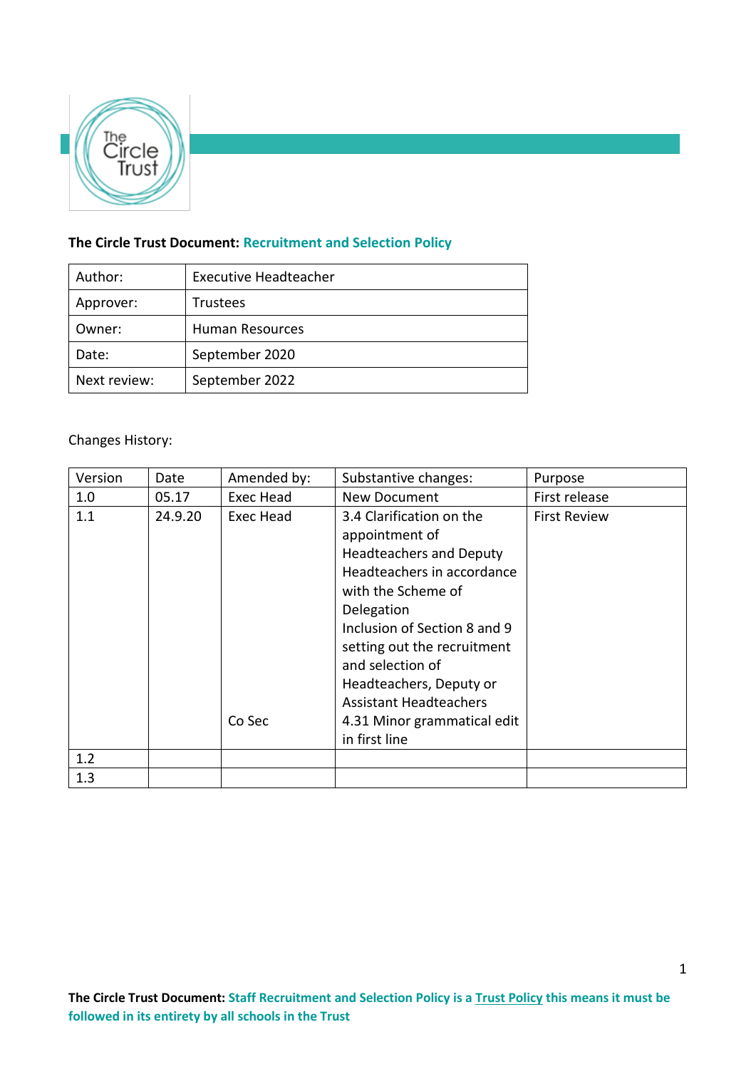**The Circle Trust Document: Recruitment and Selection Policy**

| Author: | Executive Headteacher |
|---|---|
| Approver: | Trustees |
| Owner: | Human Resources |
| Date: | September 2020 |
| Next review: | September 2022 |

Changes History:

| Version | Date | Amended by: | Substantive changes: | Purpose |
|---|---|---|---|---|
| 1.0 | 05.17 | Exec Head | New Document | First release |
| 1.1 | 24.9.20 | Exec Head<br><br>Co Sec | 3.4 Clarification on the appointment of Headteachers and Deputy Headteachers in accordance with the Scheme of Delegation<br>Inclusion of Section 8 and 9 setting out the recruitment and selection of Headteachers, Deputy or Assistant Headteachers<br>4.31 Minor grammatical edit in first line | First Review |
| 1.2 | | | | |
| 1.3 | | | | |

**The Circle Trust Document: Staff Recruitment and Selection Policy is a Trust Policy this means it must be followed in its entirety by all schools in the Trust**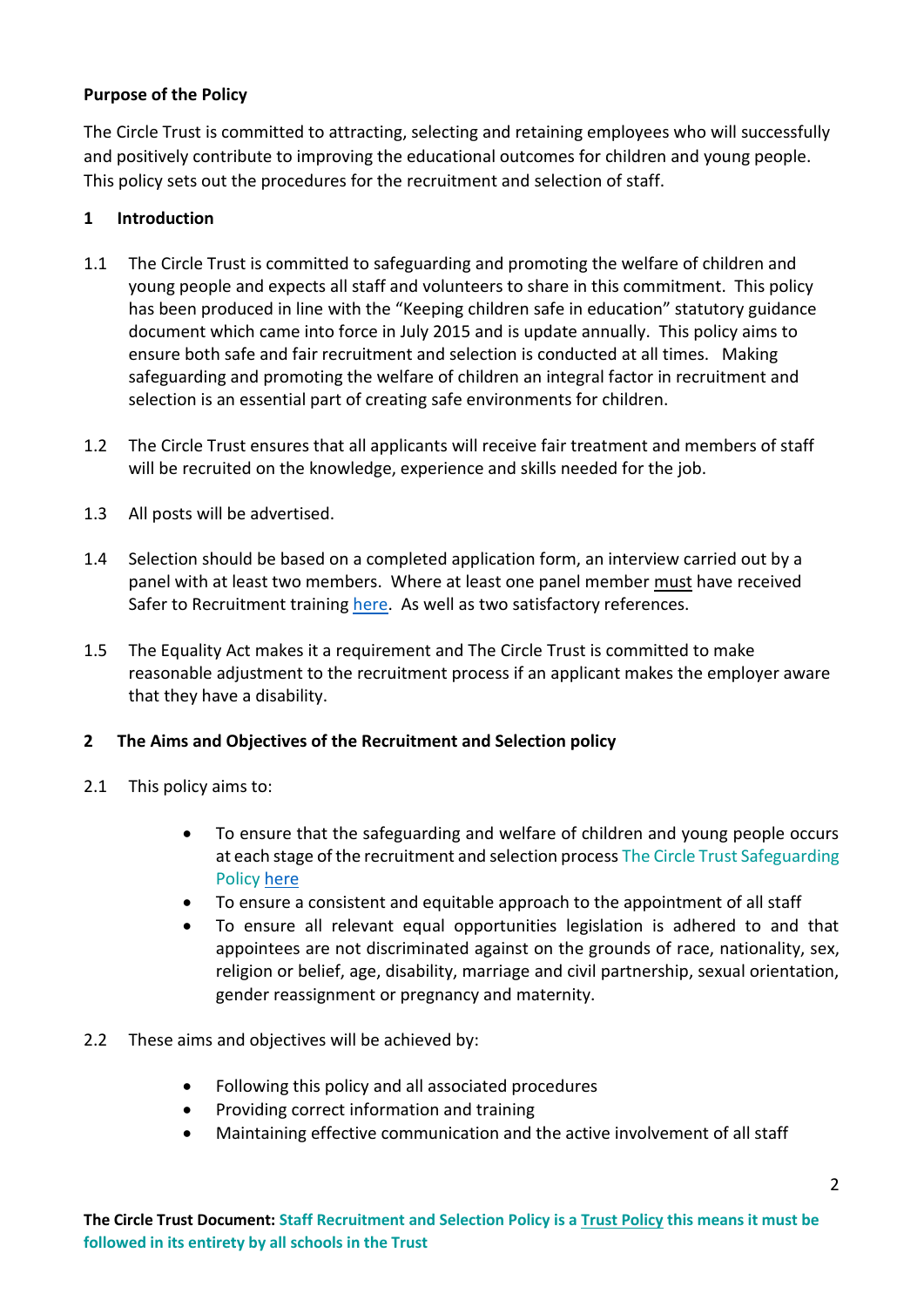**Purpose of the Policy**

The Circle Trust is committed to attracting, selecting and retaining employees who will successfully and positively contribute to improving the educational outcomes for children and young people. This policy sets out the procedures for the recruitment and selection of staff.

**1 Introduction**

1.1 The Circle Trust is committed to safeguarding and promoting the welfare of children and young people and expects all staff and volunteers to share in this commitment. This policy has been produced in line with the "Keeping children safe in education" statutory guidance document which came into force in July 2015 and is update annually. This policy aims to ensure both safe and fair recruitment and selection is conducted at all times. Making safeguarding and promoting the welfare of children an integral factor in recruitment and selection is an essential part of creating safe environments for children.

1.2 The Circle Trust ensures that all applicants will receive fair treatment and members of staff will be recruited on the knowledge, experience and skills needed for the job.

1.3 All posts will be advertised.

1.4 Selection should be based on a completed application form, an interview carried out by a panel with at least two members. Where at least one panel member must have received Safer to Recruitment training here. As well as two satisfactory references.

1.5 The Equality Act makes it a requirement and The Circle Trust is committed to make reasonable adjustment to the recruitment process if an applicant makes the employer aware that they have a disability.

**2 The Aims and Objectives of the Recruitment and Selection policy**

2.1 This policy aims to:

- To ensure that the safeguarding and welfare of children and young people occurs at each stage of the recruitment and selection process The Circle Trust Safeguarding Policy here
- To ensure a consistent and equitable approach to the appointment of all staff
- To ensure all relevant equal opportunities legislation is adhered to and that appointees are not discriminated against on the grounds of race, nationality, sex, religion or belief, age, disability, marriage and civil partnership, sexual orientation, gender reassignment or pregnancy and maternity.

2.2 These aims and objectives will be achieved by:

- Following this policy and all associated procedures
- Providing correct information and training
- Maintaining effective communication and the active involvement of all staff

**The Circle Trust Document:** **Staff Recruitment and Selection Policy is a Trust Policy this means it must be followed in its entirety by all schools in the Trust**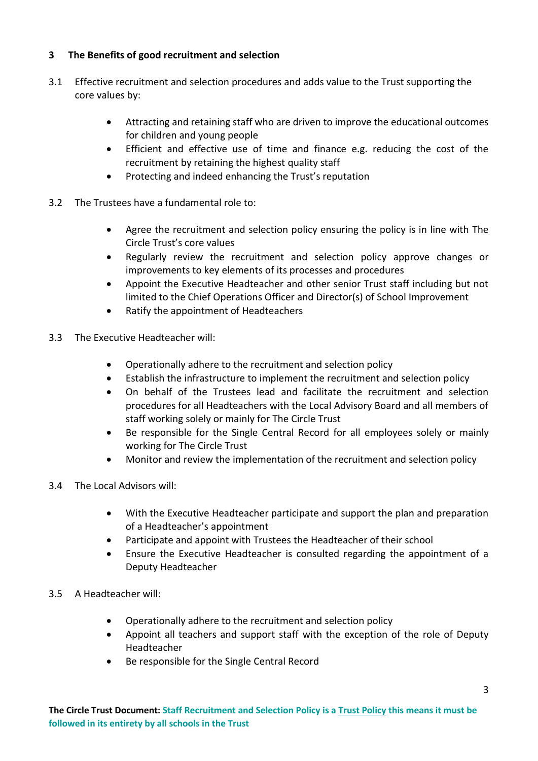## 3 The Benefits of good recruitment and selection

3.1 Effective recruitment and selection procedures and adds value to the Trust supporting the core values by:

- Attracting and retaining staff who are driven to improve the educational outcomes for children and young people
- Efficient and effective use of time and finance e.g. reducing the cost of the recruitment by retaining the highest quality staff
- Protecting and indeed enhancing the Trust's reputation

3.2 The Trustees have a fundamental role to:

- Agree the recruitment and selection policy ensuring the policy is in line with The Circle Trust's core values
- Regularly review the recruitment and selection policy approve changes or improvements to key elements of its processes and procedures
- Appoint the Executive Headteacher and other senior Trust staff including but not limited to the Chief Operations Officer and Director(s) of School Improvement
- Ratify the appointment of Headteachers

3.3 The Executive Headteacher will:

- Operationally adhere to the recruitment and selection policy
- Establish the infrastructure to implement the recruitment and selection policy
- On behalf of the Trustees lead and facilitate the recruitment and selection procedures for all Headteachers with the Local Advisory Board and all members of staff working solely or mainly for The Circle Trust
- Be responsible for the Single Central Record for all employees solely or mainly working for The Circle Trust
- Monitor and review the implementation of the recruitment and selection policy

3.4 The Local Advisors will:

- With the Executive Headteacher participate and support the plan and preparation of a Headteacher's appointment
- Participate and appoint with Trustees the Headteacher of their school
- Ensure the Executive Headteacher is consulted regarding the appointment of a Deputy Headteacher

3.5 A Headteacher will:

- Operationally adhere to the recruitment and selection policy
- Appoint all teachers and support staff with the exception of the role of Deputy Headteacher
- Be responsible for the Single Central Record

**The Circle Trust Document: Staff Recruitment and Selection Policy is a Trust Policy this means it must be followed in its entirety by all schools in the Trust**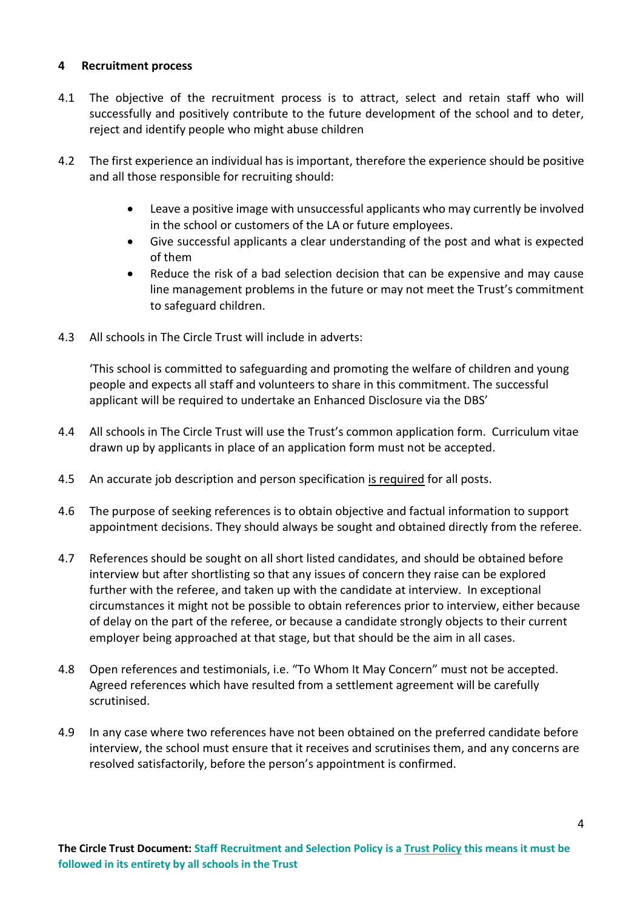## 4 Recruitment process

4.1 The objective of the recruitment process is to attract, select and retain staff who will successfully and positively contribute to the future development of the school and to deter, reject and identify people who might abuse children

4.2 The first experience an individual has is important, therefore the experience should be positive and all those responsible for recruiting should:

- Leave a positive image with unsuccessful applicants who may currently be involved in the school or customers of the LA or future employees.
- Give successful applicants a clear understanding of the post and what is expected of them
- Reduce the risk of a bad selection decision that can be expensive and may cause line management problems in the future or may not meet the Trust's commitment to safeguard children.

4.3 All schools in The Circle Trust will include in adverts:

'This school is committed to safeguarding and promoting the welfare of children and young people and expects all staff and volunteers to share in this commitment. The successful applicant will be required to undertake an Enhanced Disclosure via the DBS'

4.4 All schools in The Circle Trust will use the Trust's common application form. Curriculum vitae drawn up by applicants in place of an application form must not be accepted.

4.5 An accurate job description and person specification <u>is required</u> for all posts.

4.6 The purpose of seeking references is to obtain objective and factual information to support appointment decisions. They should always be sought and obtained directly from the referee.

4.7 References should be sought on all short listed candidates, and should be obtained before interview but after shortlisting so that any issues of concern they raise can be explored further with the referee, and taken up with the candidate at interview. In exceptional circumstances it might not be possible to obtain references prior to interview, either because of delay on the part of the referee, or because a candidate strongly objects to their current employer being approached at that stage, but that should be the aim in all cases.

4.8 Open references and testimonials, i.e. "To Whom It May Concern" must not be accepted. Agreed references which have resulted from a settlement agreement will be carefully scrutinised.

4.9 In any case where two references have not been obtained on the preferred candidate before interview, the school must ensure that it receives and scrutinises them, and any concerns are resolved satisfactorily, before the person's appointment is confirmed.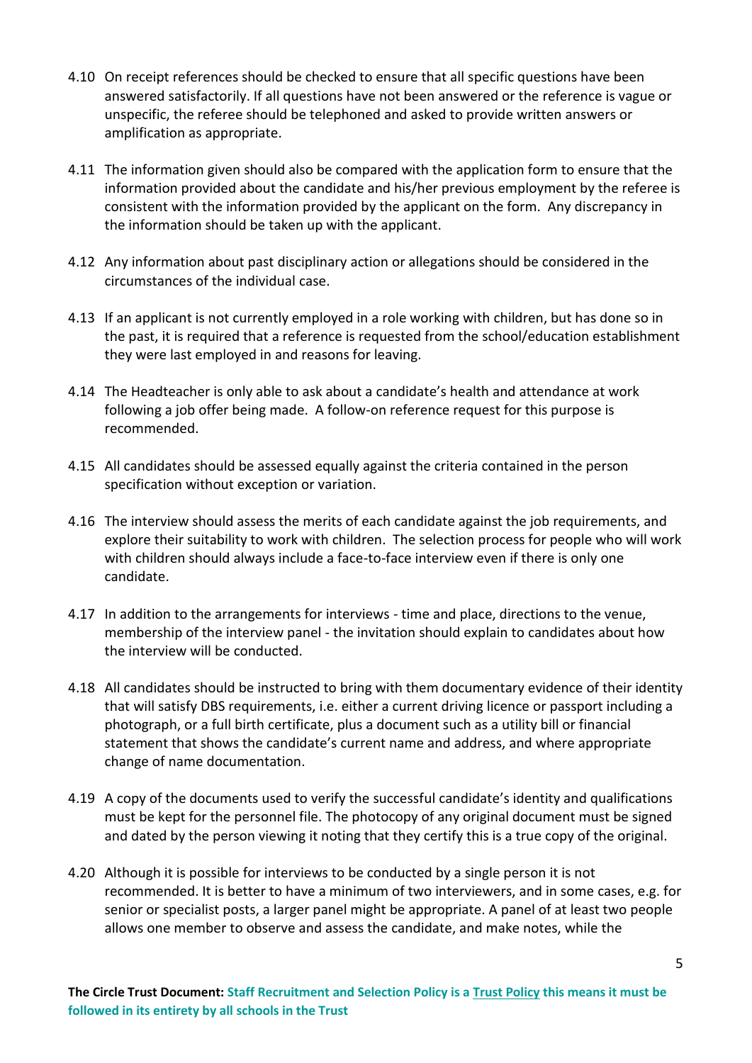4.10 On receipt references should be checked to ensure that all specific questions have been answered satisfactorily. If all questions have not been answered or the reference is vague or unspecific, the referee should be telephoned and asked to provide written answers or amplification as appropriate.

4.11 The information given should also be compared with the application form to ensure that the information provided about the candidate and his/her previous employment by the referee is consistent with the information provided by the applicant on the form. Any discrepancy in the information should be taken up with the applicant.

4.12 Any information about past disciplinary action or allegations should be considered in the circumstances of the individual case.

4.13 If an applicant is not currently employed in a role working with children, but has done so in the past, it is required that a reference is requested from the school/education establishment they were last employed in and reasons for leaving.

4.14 The Headteacher is only able to ask about a candidate's health and attendance at work following a job offer being made. A follow-on reference request for this purpose is recommended.

4.15 All candidates should be assessed equally against the criteria contained in the person specification without exception or variation.

4.16 The interview should assess the merits of each candidate against the job requirements, and explore their suitability to work with children. The selection process for people who will work with children should always include a face-to-face interview even if there is only one candidate.

4.17 In addition to the arrangements for interviews - time and place, directions to the venue, membership of the interview panel - the invitation should explain to candidates about how the interview will be conducted.

4.18 All candidates should be instructed to bring with them documentary evidence of their identity that will satisfy DBS requirements, i.e. either a current driving licence or passport including a photograph, or a full birth certificate, plus a document such as a utility bill or financial statement that shows the candidate's current name and address, and where appropriate change of name documentation.

4.19 A copy of the documents used to verify the successful candidate's identity and qualifications must be kept for the personnel file. The photocopy of any original document must be signed and dated by the person viewing it noting that they certify this is a true copy of the original.

4.20 Although it is possible for interviews to be conducted by a single person it is not recommended. It is better to have a minimum of two interviewers, and in some cases, e.g. for senior or specialist posts, a larger panel might be appropriate. A panel of at least two people allows one member to observe and assess the candidate, and make notes, while the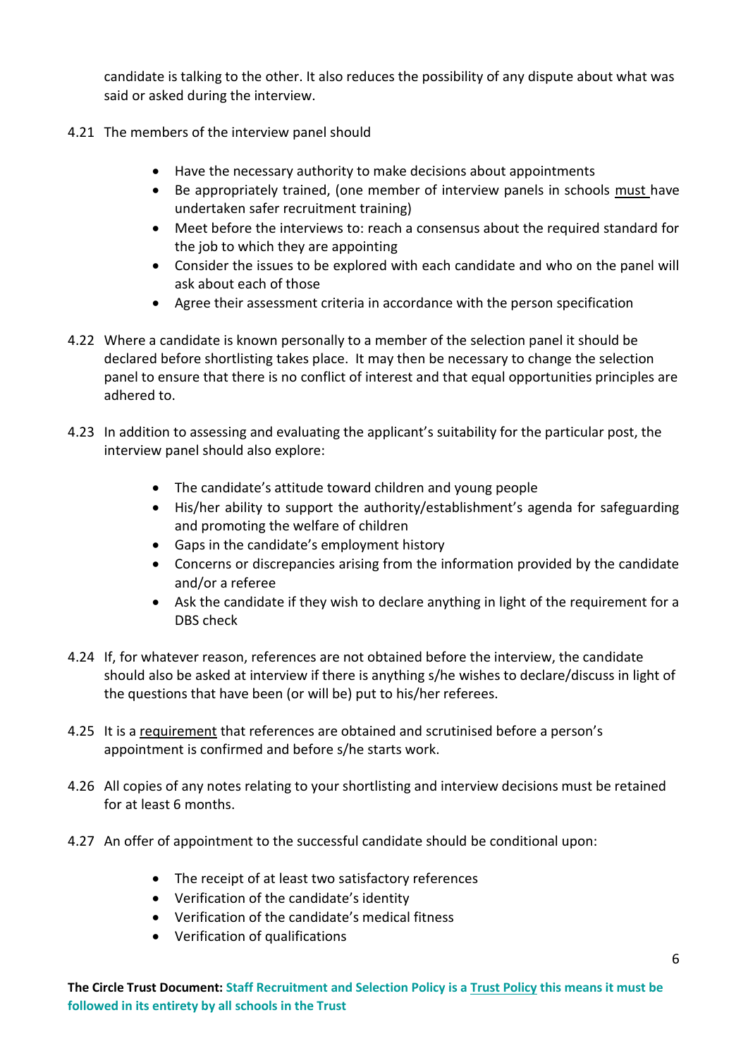candidate is talking to the other. It also reduces the possibility of any dispute about what was said or asked during the interview.

4.21 The members of the interview panel should

- Have the necessary authority to make decisions about appointments
- Be appropriately trained, (one member of interview panels in schools <u>must</u> have undertaken safer recruitment training)
- Meet before the interviews to: reach a consensus about the required standard for the job to which they are appointing
- Consider the issues to be explored with each candidate and who on the panel will ask about each of those
- Agree their assessment criteria in accordance with the person specification

4.22 Where a candidate is known personally to a member of the selection panel it should be declared before shortlisting takes place. It may then be necessary to change the selection panel to ensure that there is no conflict of interest and that equal opportunities principles are adhered to.

4.23 In addition to assessing and evaluating the applicant's suitability for the particular post, the interview panel should also explore:

- The candidate's attitude toward children and young people
- His/her ability to support the authority/establishment's agenda for safeguarding and promoting the welfare of children
- Gaps in the candidate's employment history
- Concerns or discrepancies arising from the information provided by the candidate and/or a referee
- Ask the candidate if they wish to declare anything in light of the requirement for a DBS check

4.24 If, for whatever reason, references are not obtained before the interview, the candidate should also be asked at interview if there is anything s/he wishes to declare/discuss in light of the questions that have been (or will be) put to his/her referees.

4.25 It is a <u>requirement</u> that references are obtained and scrutinised before a person's appointment is confirmed and before s/he starts work.

4.26 All copies of any notes relating to your shortlisting and interview decisions must be retained for at least 6 months.

4.27 An offer of appointment to the successful candidate should be conditional upon:

- The receipt of at least two satisfactory references
- Verification of the candidate's identity
- Verification of the candidate's medical fitness
- Verification of qualifications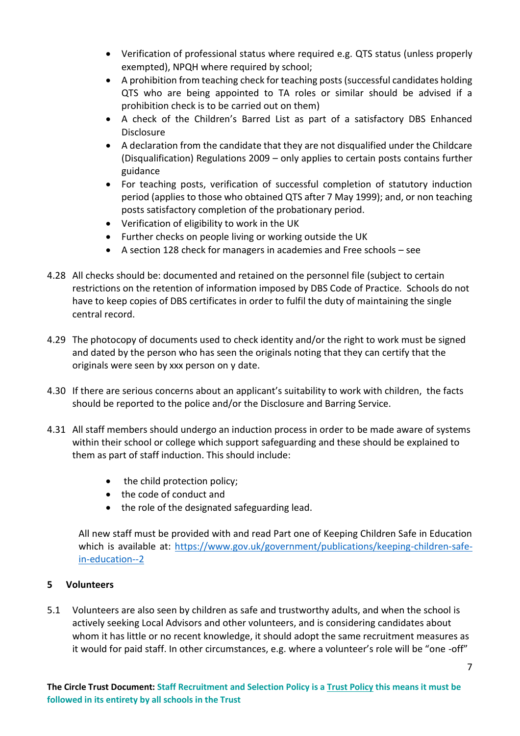- Verification of professional status where required e.g. QTS status (unless properly exempted), NPQH where required by school;
- A prohibition from teaching check for teaching posts (successful candidates holding QTS who are being appointed to TA roles or similar should be advised if a prohibition check is to be carried out on them)
- A check of the Children's Barred List as part of a satisfactory DBS Enhanced Disclosure
- A declaration from the candidate that they are not disqualified under the Childcare (Disqualification) Regulations 2009 – only applies to certain posts contains further guidance
- For teaching posts, verification of successful completion of statutory induction period (applies to those who obtained QTS after 7 May 1999); and, or non teaching posts satisfactory completion of the probationary period.
- Verification of eligibility to work in the UK
- Further checks on people living or working outside the UK
- A section 128 check for managers in academies and Free schools – see

4.28 All checks should be: documented and retained on the personnel file (subject to certain restrictions on the retention of information imposed by DBS Code of Practice. Schools do not have to keep copies of DBS certificates in order to fulfil the duty of maintaining the single central record.

4.29 The photocopy of documents used to check identity and/or the right to work must be signed and dated by the person who has seen the originals noting that they can certify that the originals were seen by xxx person on y date.

4.30 If there are serious concerns about an applicant's suitability to work with children, the facts should be reported to the police and/or the Disclosure and Barring Service.

4.31 All staff members should undergo an induction process in order to be made aware of systems within their school or college which support safeguarding and these should be explained to them as part of staff induction. This should include:

- the child protection policy;
- the code of conduct and
- the role of the designated safeguarding lead.

All new staff must be provided with and read Part one of Keeping Children Safe in Education which is available at: [https://www.gov.uk/government/publications/keeping-children-safe-in-education--2](https://www.gov.uk/government/publications/keeping-children-safe-in-education--2)

## 5 Volunteers

5.1 Volunteers are also seen by children as safe and trustworthy adults, and when the school is actively seeking Local Advisors and other volunteers, and is considering candidates about whom it has little or no recent knowledge, it should adopt the same recruitment measures as it would for paid staff. In other circumstances, e.g. where a volunteer's role will be "one -off"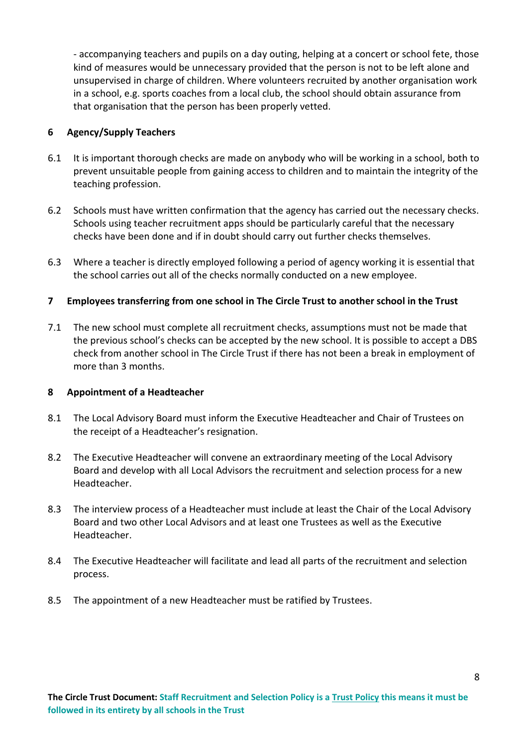- accompanying teachers and pupils on a day outing, helping at a concert or school fete, those kind of measures would be unnecessary provided that the person is not to be left alone and unsupervised in charge of children. Where volunteers recruited by another organisation work in a school, e.g. sports coaches from a local club, the school should obtain assurance from that organisation that the person has been properly vetted.

## 6 Agency/Supply Teachers

6.1 It is important thorough checks are made on anybody who will be working in a school, both to prevent unsuitable people from gaining access to children and to maintain the integrity of the teaching profession.

6.2 Schools must have written confirmation that the agency has carried out the necessary checks. Schools using teacher recruitment apps should be particularly careful that the necessary checks have been done and if in doubt should carry out further checks themselves.

6.3 Where a teacher is directly employed following a period of agency working it is essential that the school carries out all of the checks normally conducted on a new employee.

## 7 Employees transferring from one school in The Circle Trust to another school in the Trust

7.1 The new school must complete all recruitment checks, assumptions must not be made that the previous school's checks can be accepted by the new school. It is possible to accept a DBS check from another school in The Circle Trust if there has not been a break in employment of more than 3 months.

## 8 Appointment of a Headteacher

8.1 The Local Advisory Board must inform the Executive Headteacher and Chair of Trustees on the receipt of a Headteacher's resignation.

8.2 The Executive Headteacher will convene an extraordinary meeting of the Local Advisory Board and develop with all Local Advisors the recruitment and selection process for a new Headteacher.

8.3 The interview process of a Headteacher must include at least the Chair of the Local Advisory Board and two other Local Advisors and at least one Trustees as well as the Executive Headteacher.

8.4 The Executive Headteacher will facilitate and lead all parts of the recruitment and selection process.

8.5 The appointment of a new Headteacher must be ratified by Trustees.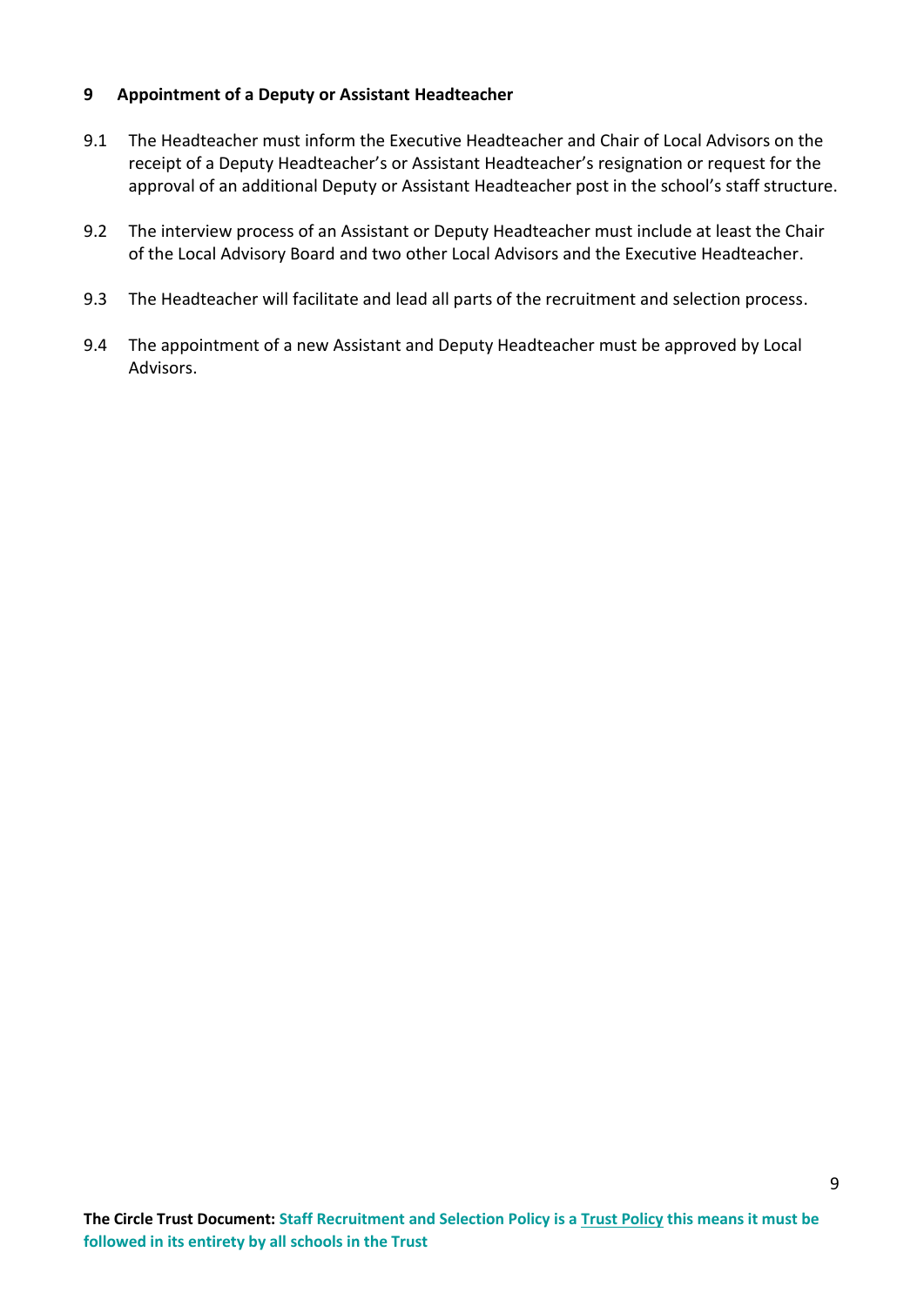## 9 Appointment of a Deputy or Assistant Headteacher

9.1 The Headteacher must inform the Executive Headteacher and Chair of Local Advisors on the receipt of a Deputy Headteacher's or Assistant Headteacher's resignation or request for the approval of an additional Deputy or Assistant Headteacher post in the school's staff structure.

9.2 The interview process of an Assistant or Deputy Headteacher must include at least the Chair of the Local Advisory Board and two other Local Advisors and the Executive Headteacher.

9.3 The Headteacher will facilitate and lead all parts of the recruitment and selection process.

9.4 The appointment of a new Assistant and Deputy Headteacher must be approved by Local Advisors.